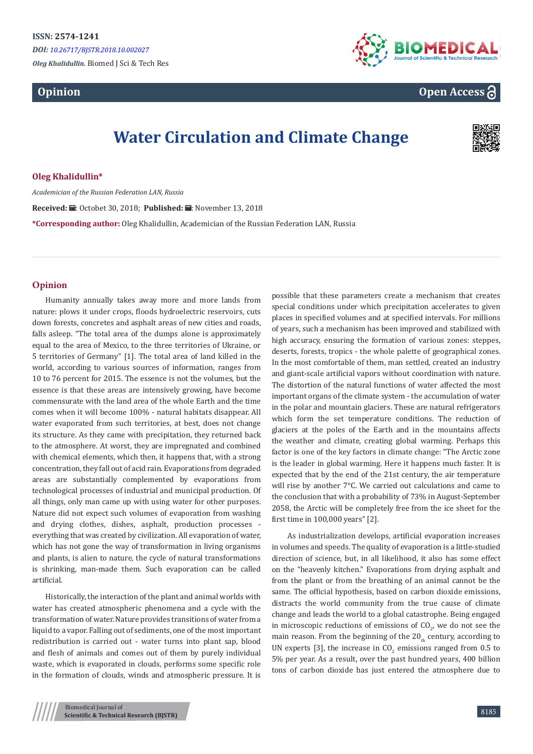ISSN: 2574-1241

*DOI: 10.26717/BJSTR.2018.10.002027*

*Oleg Khalidullin.* Biomed J Sci & Tech Res

**Opinion** **Open Access**

# Water Circulation and Climate Change

**Oleg Khalidullin***

*Academician of the Russian Federation LAN, Russia*

**Received:** : Octobet 30, 2018; **Published:** : November 13, 2018

***Corresponding author:** Oleg Khalidullin, Academician of the Russian Federation LAN, Russia

## Opinion

Humanity annually takes away more and more lands from nature: plows it under crops, floods hydroelectric reservoirs, cuts down forests, concretes and asphalt areas of new cities and roads, falls asleep. "The total area of the dumps alone is approximately equal to the area of Mexico, to the three territories of Ukraine, or 5 territories of Germany" [1]. The total area of land killed in the world, according to various sources of information, ranges from 10 to 76 percent for 2015. The essence is not the volumes, but the essence is that these areas are intensively growing, have become commensurate with the land area of the whole Earth and the time comes when it will become 100% - natural habitats disappear. All water evaporated from such territories, at best, does not change its structure. As they came with precipitation, they returned back to the atmosphere. At worst, they are impregnated and combined with chemical elements, which then, it happens that, with a strong concentration, they fall out of acid rain. Evaporations from degraded areas are substantially complemented by evaporations from technological processes of industrial and municipal production. Of all things, only man came up with using water for other purposes. Nature did not expect such volumes of evaporation from washing and drying clothes, dishes, asphalt, production processes - everything that was created by civilization. All evaporation of water, which has not gone the way of transformation in living organisms and plants, is alien to nature, the cycle of natural transformations is shrinking, man-made them. Such evaporation can be called artificial.

Historically, the interaction of the plant and animal worlds with water has created atmospheric phenomena and a cycle with the transformation of water. Nature provides transitions of water from a liquid to a vapor. Falling out of sediments, one of the most important redistribution is carried out - water turns into plant sap, blood and flesh of animals and comes out of them by purely individual waste, which is evaporated in clouds, performs some specific role in the formation of clouds, winds and atmospheric pressure. It is possible that these parameters create a mechanism that creates special conditions under which precipitation accelerates to given places in specified volumes and at specified intervals. For millions of years, such a mechanism has been improved and stabilized with high accuracy, ensuring the formation of various zones: steppes, deserts, forests, tropics - the whole palette of geographical zones. In the most comfortable of them, man settled, created an industry and giant-scale artificial vapors without coordination with nature. The distortion of the natural functions of water affected the most important organs of the climate system - the accumulation of water in the polar and mountain glaciers. These are natural refrigerators which form the set temperature conditions. The reduction of glaciers at the poles of the Earth and in the mountains affects the weather and climate, creating global warming. Perhaps this factor is one of the key factors in climate change: "The Arctic zone is the leader in global warming. Here it happens much faster. It is expected that by the end of the 21st century, the air temperature will rise by another 7°C. We carried out calculations and came to the conclusion that with a probability of 73% in August-September 2058, the Arctic will be completely free from the ice sheet for the first time in 100,000 years" [2].

As industrialization develops, artificial evaporation increases in volumes and speeds. The quality of evaporation is a little-studied direction of science, but, in all likelihood, it also has some effect on the "heavenly kitchen." Evaporations from drying asphalt and from the plant or from the breathing of an animal cannot be the same. The official hypothesis, based on carbon dioxide emissions, distracts the world community from the true cause of climate change and leads the world to a global catastrophe. Being engaged in microscopic reductions of emissions of $CO_2$, we do not see the main reason. From the beginning of the $20_{th}$ century, according to UN experts [3], the increase in $CO_2$ emissions ranged from 0.5 to 5% per year. As a result, over the past hundred years, 400 billion tons of carbon dioxide has just entered the atmosphere due to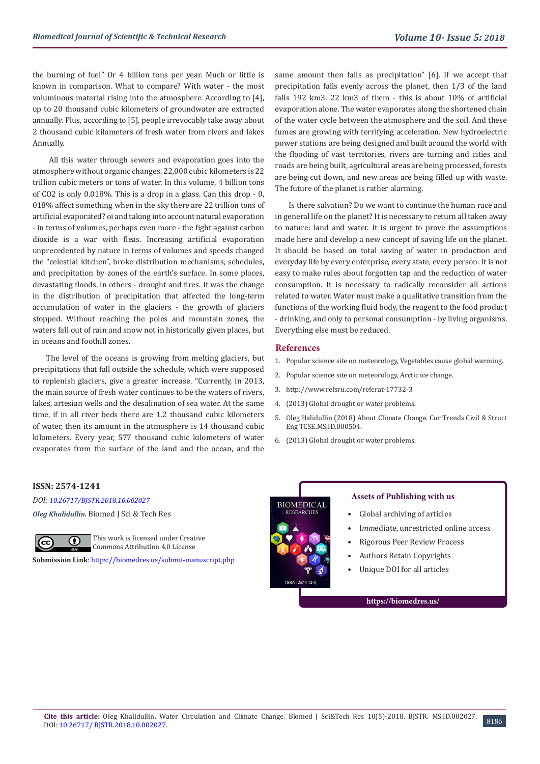the burning of fuel" Or 4 billion tons per year. Much or little is known in comparison. What to compare? With water - the most voluminous material rising into the atmosphere. According to [4], up to 20 thousand cubic kilometers of groundwater are extracted annually. Plus, according to [5], people irrevocably take away about 2 thousand cubic kilometers of fresh water from rivers and lakes Annually.

All this water through sewers and evaporation goes into the atmosphere without organic changes. 22,000 cubic kilometers is 22 trillion cubic meters or tons of water. In this volume, 4 billion tons of $CO_2$ is only 0.018%. This is a drop in a glass. Can this drop - 0, 018% affect something when in the sky there are 22 trillion tons of artificial evaporated? oi and taking into account natural evaporation - in terms of volumes, perhaps even more - the fight against carbon dioxide is a war with fleas. Increasing artificial evaporation unprecedented by nature in terms of volumes and speeds changed the "celestial kitchen", broke distribution mechanisms, schedules, and precipitation by zones of the earth's surface. In some places, devastating floods, in others - drought and fires. It was the change in the distribution of precipitation that affected the long-term accumulation of water in the glaciers - the growth of glaciers stopped. Without reaching the poles and mountain zones, the waters fall out of rain and snow not in historically given places, but in oceans and foothill zones.

The level of the oceans is growing from melting glaciers, but precipitations that fall outside the schedule, which were supposed to replenish glaciers, give a greater increase. "Currently, in 2013, the main source of fresh water continues to be the waters of rivers, lakes, artesian wells and the desalination of sea water. At the same time, if in all river beds there are 1.2 thousand cubic kilometers of water, then its amount in the atmosphere is 14 thousand cubic kilometers. Every year, 577 thousand cubic kilometers of water evaporates from the surface of the land and the ocean, and the same amount then falls as precipitation" [6]. If we accept that precipitation falls evenly across the planet, then 1/3 of the land falls 192 km3. 22 km3 of them - this is about 10% of artificial evaporation alone. The water evaporates along the shortened chain of the water cycle between the atmosphere and the soil. And these fumes are growing with terrifying acceleration. New hydroelectric power stations are being designed and built around the world with the flooding of vast territories, rivers are turning and cities and roads are being built, agricultural areas are being processed, forests are being cut down, and new areas are being filled up with waste. The future of the planet is rather alarming.

Is there salvation? Do we want to continue the human race and in general life on the planet? It is necessary to return all taken away to nature: land and water. It is urgent to prove the assumptions made here and develop a new concept of saving life on the planet. It should be based on total saving of water in production and everyday life by every enterprise, every state, every person. It is not easy to make rules about forgotten tap and the reduction of water consumption. It is necessary to radically reconsider all actions related to water. Water must make a qualitative transition from the functions of the working fluid body, the reagent to the food product - drinking, and only to personal consumption - by living organisms. Everything else must be reduced.

## References

1. Popular science site on meteorology, Vegetables cause global warming.
2. Popular science site on meteorology, Arctic ice change.
3. http://www.refsru.com/referat-17732-3
4. (2013) Global drought or water problems.
5. Oleg Halidullin (2018) About Climate Change. Cur Trends Civil & Struct Eng TCSE.MS.ID.000504.
6. (2013) Global drought or water problems.

**ISSN: 2574-1241**

*DOI: 10.26717/BJSTR.2018.10.002027*

***Oleg Khalidullin.*** Biomed J Sci & Tech Res

This work is licensed under Creative Commons Attribution 4.0 License

**Submission Link**: https://biomedres.us/submit-manuscript.php

**Assets of Publishing with us**

- Global archiving of articles
- Immediate, unrestricted online access
- Rigorous Peer Review Process
- Authors Retain Copyrights
- Unique DOI for all articles

**https://biomedres.us/**

**Cite this article:** Oleg Khalidullin**.** Water Circulation and Climate Change. Biomed J Sci&Tech Res 10(5)-2018. BJSTR. MS.ID.002027. DOI: 10.26717/ BJSTR.2018.10.002027.